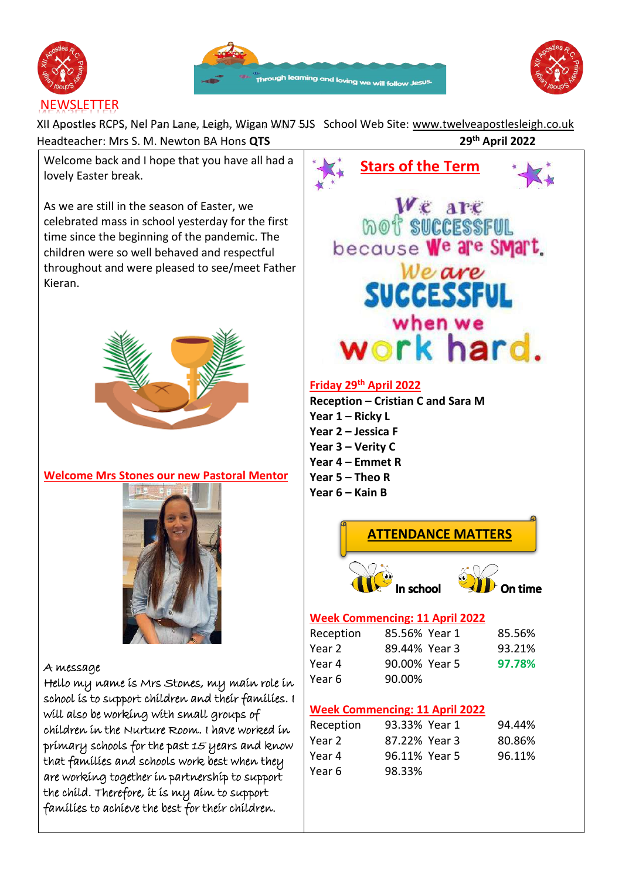NEWSLETTER

XII Apostles RCPS, Nel Pan Lane, Leigh, Wigan WN7 5JS School Web Site: www.twelveapostlesleigh.co.uk

Headteacher: Mrs S. M. Newton BA Hons **QTS** **29th April 2022**

Welcome back and I hope that you have all had a lovely Easter break.

As we are still in the season of Easter, we celebrated mass in school yesterday for the first time since the beginning of the pandemic. The children were so well behaved and respectful throughout and were pleased to see/meet Father Kieran.

## Welcome Mrs Stones our new Pastoral Mentor

*A message*

*Hello my name is Mrs Stones, my main role in school is to support children and their families. I will also be working with small groups of children in the Nurture Room. I have worked in primary schools for the past 15 years and know that families and schools work best when they are working together in partnership to support the child. Therefore, it is my aim to support families to achieve the best for their children.*

## Stars of the Term

We are not SUCCESSFUL because We are Smart. We are SUCCESSFUL when we work hard.

**Friday 29th April 2022**

**Reception – Cristian C and Sara M**
**Year 1 – Ricky L**
**Year 2 – Jessica F**
**Year 3 – Verity C**
**Year 4 – Emmet R**
**Year 5 – Theo R**
**Year 6 – Kain B**

## ATTENDANCE MATTERS

In school On time

**Week Commencing: 11 April 2022**

| | | | |
|---|---|---|---|
| Reception | 85.56% | Year 1 | 85.56% |
| Year 2 | 89.44% | Year 3 | 93.21% |
| Year 4 | 90.00% | Year 5 | **97.78%** |
| Year 6 | 90.00% | | |

**Week Commencing: 11 April 2022**

| | | | |
|---|---|---|---|
| Reception | 93.33% | Year 1 | 94.44% |
| Year 2 | 87.22% | Year 3 | 80.86% |
| Year 4 | 96.11% | Year 5 | 96.11% |
| Year 6 | 98.33% | | |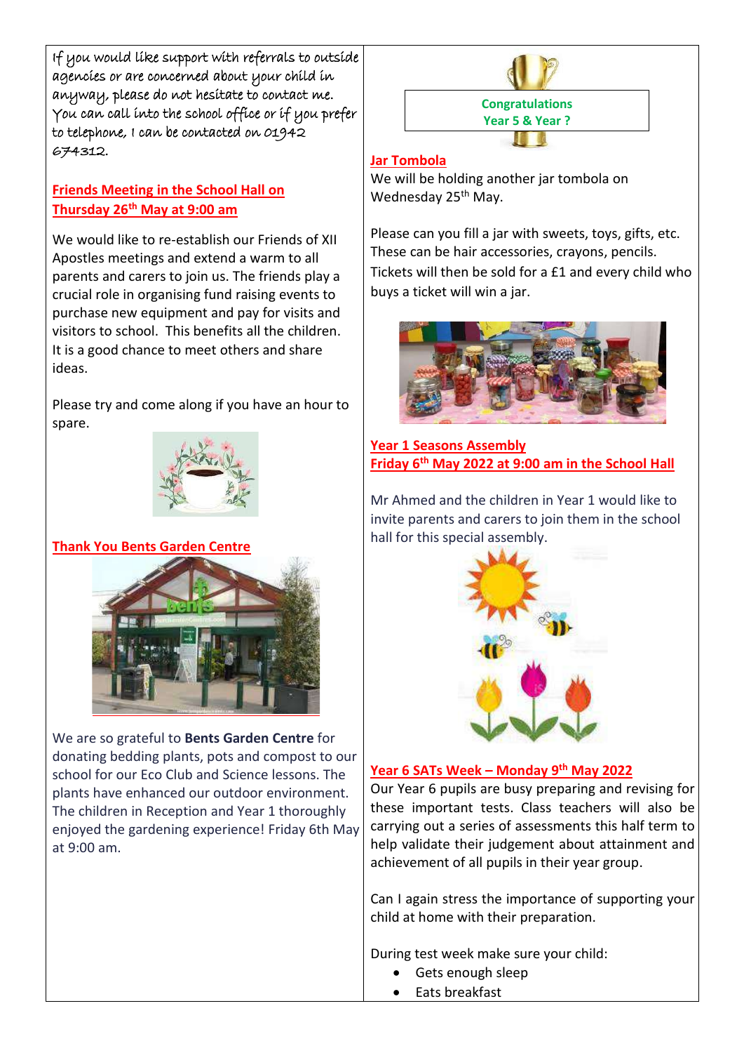If you would like support with referrals to outside agencies or are concerned about your child in anyway, please do not hesitate to contact me. You can call into the school office or if you prefer to telephone, I can be contacted on 01942 674312.

## Friends Meeting in the School Hall on Thursday 26th May at 9:00 am

We would like to re-establish our Friends of XII Apostles meetings and extend a warm to all parents and carers to join us. The friends play a crucial role in organising fund raising events to purchase new equipment and pay for visits and visitors to school. This benefits all the children. It is a good chance to meet others and share ideas.

Please try and come along if you have an hour to spare.

## Thank You Bents Garden Centre

We are so grateful to **Bents Garden Centre** for donating bedding plants, pots and compost to our school for our Eco Club and Science lessons. The plants have enhanced our outdoor environment. The children in Reception and Year 1 thoroughly enjoyed the gardening experience! Friday 6th May at 9:00 am.

**Congratulations Year 5 & Year ?**

## Jar Tombola

We will be holding another jar tombola on Wednesday 25th May.

Please can you fill a jar with sweets, toys, gifts, etc. These can be hair accessories, crayons, pencils. Tickets will then be sold for a £1 and every child who buys a ticket will win a jar.

## Year 1 Seasons Assembly
## Friday 6th May 2022 at 9:00 am in the School Hall

Mr Ahmed and the children in Year 1 would like to invite parents and carers to join them in the school hall for this special assembly.

## Year 6 SATs Week – Monday 9th May 2022

Our Year 6 pupils are busy preparing and revising for these important tests. Class teachers will also be carrying out a series of assessments this half term to help validate their judgement about attainment and achievement of all pupils in their year group.

Can I again stress the importance of supporting your child at home with their preparation.

During test week make sure your child:

- Gets enough sleep
- Eats breakfast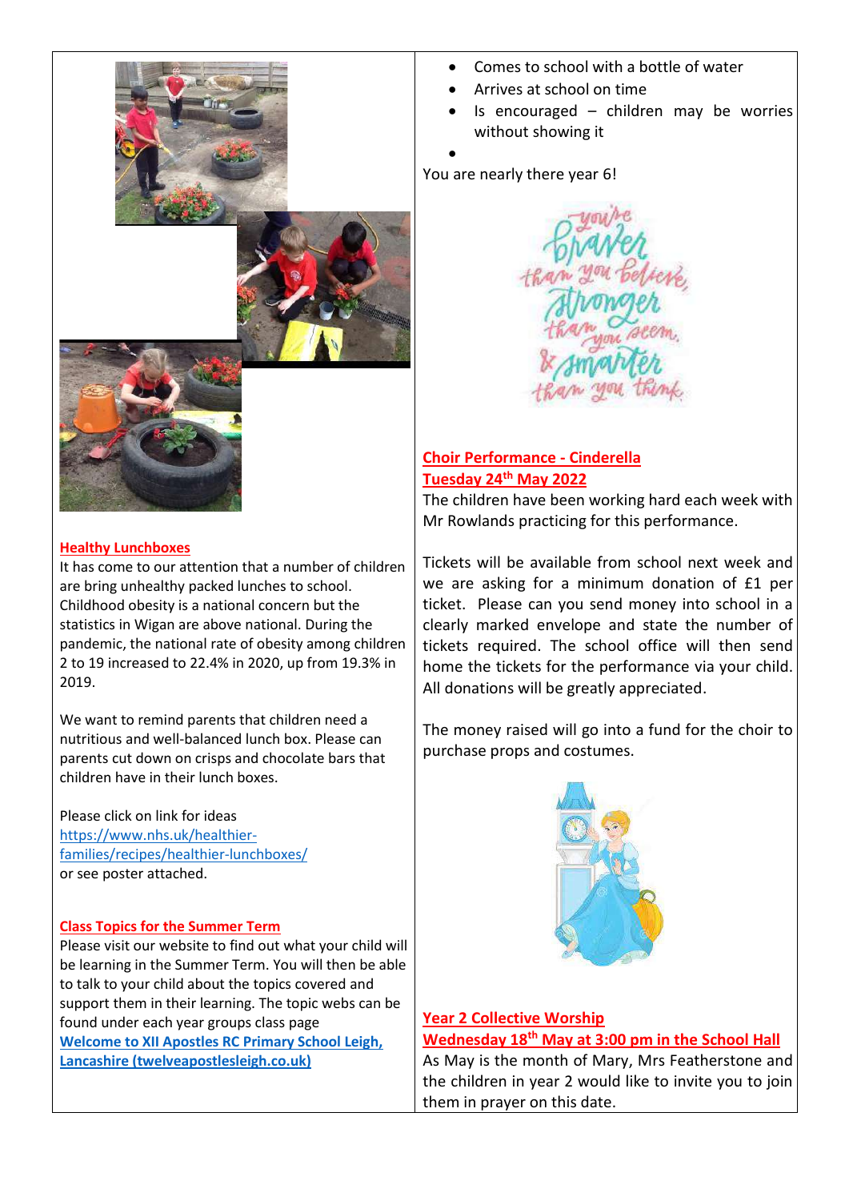## Healthy Lunchboxes

It has come to our attention that a number of children are bring unhealthy packed lunches to school. Childhood obesity is a national concern but the statistics in Wigan are above national. During the pandemic, the national rate of obesity among children 2 to 19 increased to 22.4% in 2020, up from 19.3% in 2019.

We want to remind parents that children need a nutritious and well-balanced lunch box. Please can parents cut down on crisps and chocolate bars that children have in their lunch boxes.

Please click on link for ideas [https://www.nhs.uk/healthier-families/recipes/healthier-lunchboxes/](https://www.nhs.uk/healthier-families/recipes/healthier-lunchboxes/) or see poster attached.

## Class Topics for the Summer Term

Please visit our website to find out what your child will be learning in the Summer Term. You will then be able to talk to your child about the topics covered and support them in their learning. The topic webs can be found under each year groups class page **Welcome to XII Apostles RC Primary School Leigh, Lancashire (twelveapostlesleigh.co.uk)**

- Comes to school with a bottle of water
- Arrives at school on time
- Is encouraged – children may be worries without showing it
-

You are nearly there year 6!

## Choir Performance - Cinderella
## Tuesday 24th May 2022

The children have been working hard each week with Mr Rowlands practicing for this performance.

Tickets will be available from school next week and we are asking for a minimum donation of £1 per ticket. Please can you send money into school in a clearly marked envelope and state the number of tickets required. The school office will then send home the tickets for the performance via your child. All donations will be greatly appreciated.

The money raised will go into a fund for the choir to purchase props and costumes.

## Year 2 Collective Worship
## Wednesday 18th May at 3:00 pm in the School Hall

As May is the month of Mary, Mrs Featherstone and the children in year 2 would like to invite you to join them in prayer on this date.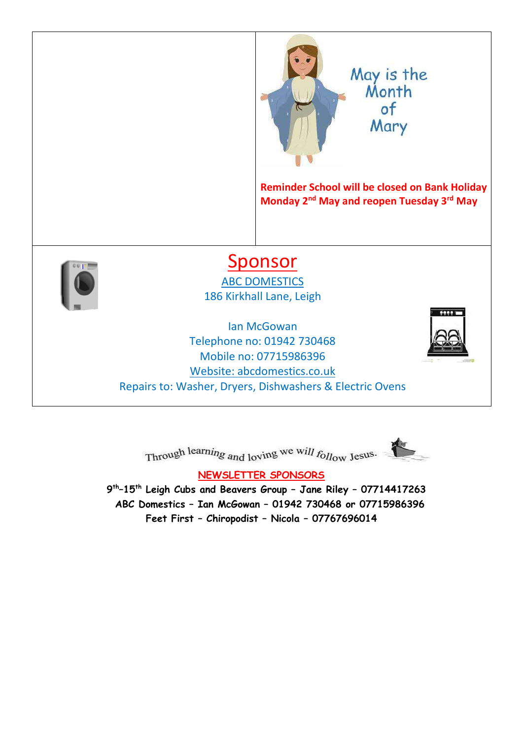May is the Month of Mary

**Reminder School will be closed on Bank Holiday Monday 2nd May and reopen Tuesday 3rd May**

## Sponsor

ABC DOMESTICS
186 Kirkhall Lane, Leigh

Ian McGowan
Telephone no: 01942 730468
Mobile no: 07715986396
Website: abcdomestics.co.uk
Repairs to: Washer, Dryers, Dishwashers & Electric Ovens

Through learning and loving we will follow Jesus.

**NEWSLETTER SPONSORS**

**9th–15th Leigh Cubs and Beavers Group – Jane Riley – 07714417263**
**ABC Domestics – Ian McGowan – 01942 730468 or 07715986396**
**Feet First – Chiropodist – Nicola – 07767696014**